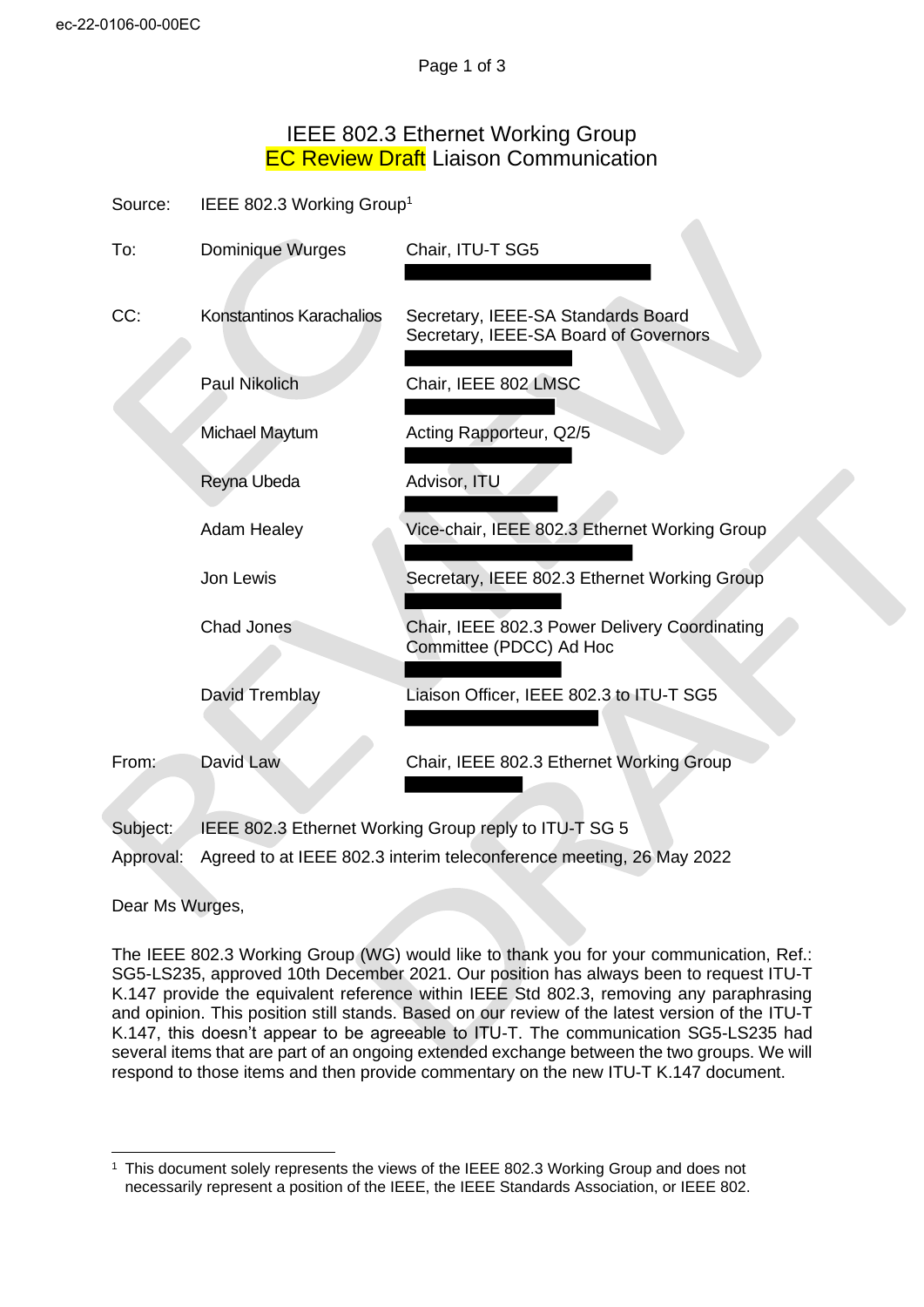ec-22-0106-00-00EC

# IEEE 802.3 Ethernet Working Group
# EC Review Draft Liaison Communication

| | | |
|---|---|---|
| Source: | IEEE 802.3 Working Group[1] | |
| To: | Dominique Wurges | Chair, ITU-T SG5 |
| CC: | Konstantinos Karachalios | Secretary, IEEE-SA Standards Board<br>Secretary, IEEE-SA Board of Governors |
| | Paul Nikolich | Chair, IEEE 802 LMSC |
| | Michael Maytum | Acting Rapporteur, Q2/5 |
| | Reyna Ubeda | Advisor, ITU |
| | Adam Healey | Vice-chair, IEEE 802.3 Ethernet Working Group |
| | Jon Lewis | Secretary, IEEE 802.3 Ethernet Working Group |
| | Chad Jones | Chair, IEEE 802.3 Power Delivery Coordinating Committee (PDCC) Ad Hoc |
| | David Tremblay | Liaison Officer, IEEE 802.3 to ITU-T SG5 |
| From: | David Law | Chair, IEEE 802.3 Ethernet Working Group |

Subject: IEEE 802.3 Ethernet Working Group reply to ITU-T SG 5

Approval: Agreed to at IEEE 802.3 interim teleconference meeting, 26 May 2022

Dear Ms Wurges,

The IEEE 802.3 Working Group (WG) would like to thank you for your communication, Ref.: SG5-LS235, approved 10th December 2021. Our position has always been to request ITU-T K.147 provide the equivalent reference within IEEE Std 802.3, removing any paraphrasing and opinion. This position still stands. Based on our review of the latest version of the ITU-T K.147, this doesn't appear to be agreeable to ITU-T. The communication SG5-LS235 had several items that are part of an ongoing extended exchange between the two groups. We will respond to those items and then provide commentary on the new ITU-T K.147 document.

---

[1] This document solely represents the views of the IEEE 802.3 Working Group and does not necessarily represent a position of the IEEE, the IEEE Standards Association, or IEEE 802.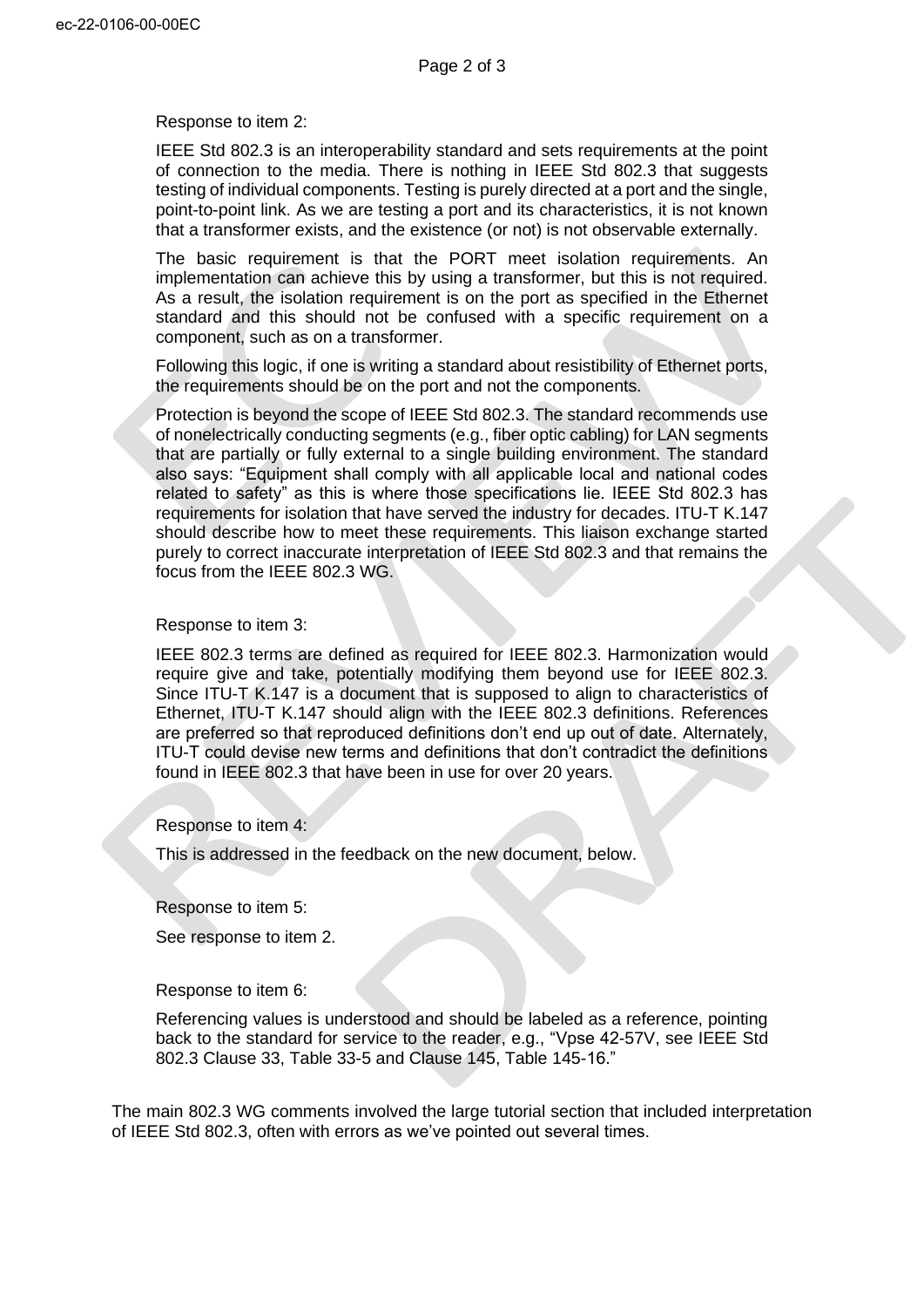Response to item 2:

IEEE Std 802.3 is an interoperability standard and sets requirements at the point of connection to the media. There is nothing in IEEE Std 802.3 that suggests testing of individual components. Testing is purely directed at a port and the single, point-to-point link. As we are testing a port and its characteristics, it is not known that a transformer exists, and the existence (or not) is not observable externally.

The basic requirement is that the PORT meet isolation requirements. An implementation can achieve this by using a transformer, but this is not required. As a result, the isolation requirement is on the port as specified in the Ethernet standard and this should not be confused with a specific requirement on a component, such as on a transformer.

Following this logic, if one is writing a standard about resistibility of Ethernet ports, the requirements should be on the port and not the components.

Protection is beyond the scope of IEEE Std 802.3. The standard recommends use of nonelectrically conducting segments (e.g., fiber optic cabling) for LAN segments that are partially or fully external to a single building environment. The standard also says: "Equipment shall comply with all applicable local and national codes related to safety" as this is where those specifications lie. IEEE Std 802.3 has requirements for isolation that have served the industry for decades. ITU-T K.147 should describe how to meet these requirements. This liaison exchange started purely to correct inaccurate interpretation of IEEE Std 802.3 and that remains the focus from the IEEE 802.3 WG.

Response to item 3:

IEEE 802.3 terms are defined as required for IEEE 802.3. Harmonization would require give and take, potentially modifying them beyond use for IEEE 802.3. Since ITU-T K.147 is a document that is supposed to align to characteristics of Ethernet, ITU-T K.147 should align with the IEEE 802.3 definitions. References are preferred so that reproduced definitions don't end up out of date. Alternately, ITU-T could devise new terms and definitions that don't contradict the definitions found in IEEE 802.3 that have been in use for over 20 years.

Response to item 4:

This is addressed in the feedback on the new document, below.

Response to item 5:

See response to item 2.

Response to item 6:

Referencing values is understood and should be labeled as a reference, pointing back to the standard for service to the reader, e.g., "Vpse 42-57V, see IEEE Std 802.3 Clause 33, Table 33-5 and Clause 145, Table 145-16."

The main 802.3 WG comments involved the large tutorial section that included interpretation of IEEE Std 802.3, often with errors as we've pointed out several times.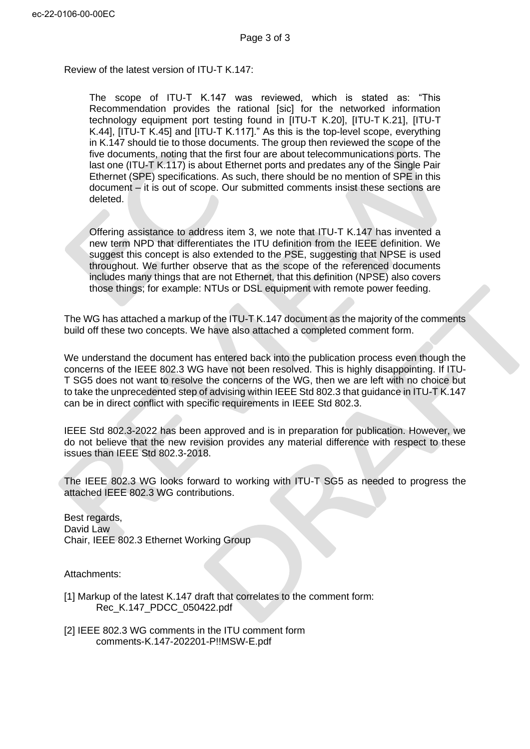Review of the latest version of ITU-T K.147:

> The scope of ITU-T K.147 was reviewed, which is stated as: "This Recommendation provides the rational [sic] for the networked information technology equipment port testing found in [ITU-T K.20], [ITU-T K.21], [ITU-T K.44], [ITU-T K.45] and [ITU-T K.117]." As this is the top-level scope, everything in K.147 should tie to those documents. The group then reviewed the scope of the five documents, noting that the first four are about telecommunications ports. The last one (ITU-T K.117) is about Ethernet ports and predates any of the Single Pair Ethernet (SPE) specifications. As such, there should be no mention of SPE in this document – it is out of scope. Our submitted comments insist these sections are deleted.
>
> Offering assistance to address item 3, we note that ITU-T K.147 has invented a new term NPD that differentiates the ITU definition from the IEEE definition. We suggest this concept is also extended to the PSE, suggesting that NPSE is used throughout. We further observe that as the scope of the referenced documents includes many things that are not Ethernet, that this definition (NPSE) also covers those things; for example: NTUs or DSL equipment with remote power feeding.

The WG has attached a markup of the ITU-T K.147 document as the majority of the comments build off these two concepts. We have also attached a completed comment form.

We understand the document has entered back into the publication process even though the concerns of the IEEE 802.3 WG have not been resolved. This is highly disappointing. If ITU-T SG5 does not want to resolve the concerns of the WG, then we are left with no choice but to take the unprecedented step of advising within IEEE Std 802.3 that guidance in ITU-T K.147 can be in direct conflict with specific requirements in IEEE Std 802.3.

IEEE Std 802.3-2022 has been approved and is in preparation for publication. However, we do not believe that the new revision provides any material difference with respect to these issues than IEEE Std 802.3-2018.

The IEEE 802.3 WG looks forward to working with ITU-T SG5 as needed to progress the attached IEEE 802.3 WG contributions.

Best regards,
David Law
Chair, IEEE 802.3 Ethernet Working Group

Attachments:

[1] Markup of the latest K.147 draft that correlates to the comment form:
Rec_K.147_PDCC_050422.pdf

[2] IEEE 802.3 WG comments in the ITU comment form
comments-K.147-202201-P!!MSW-E.pdf